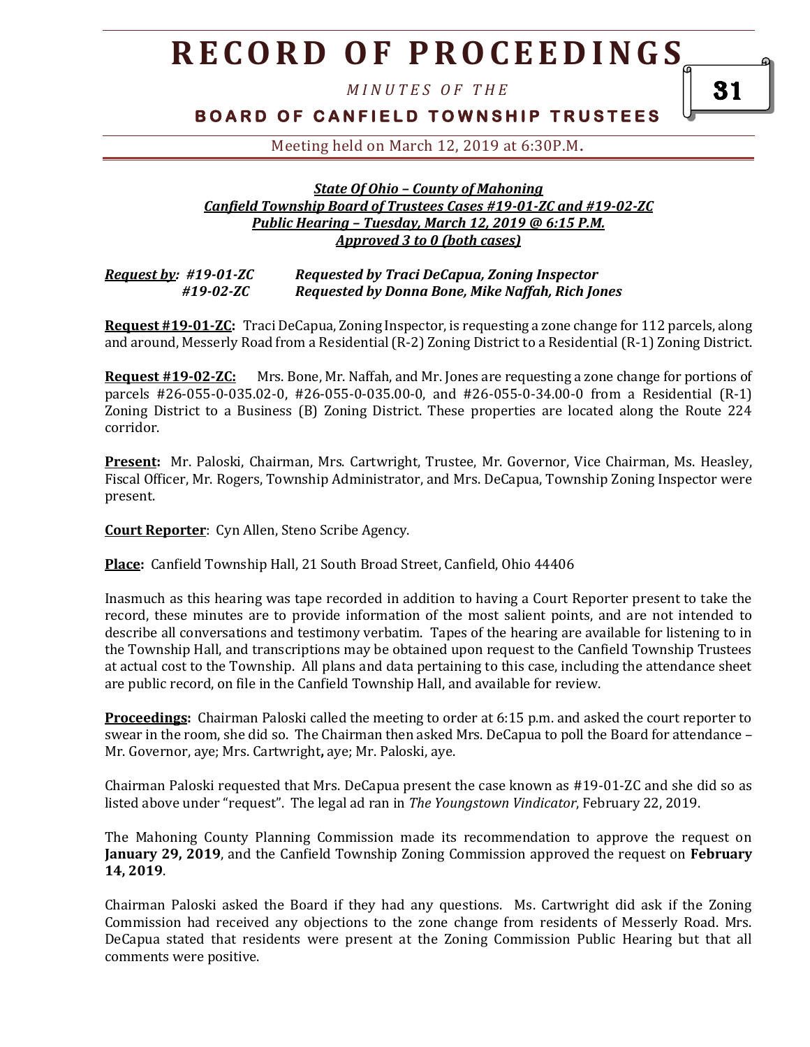*State Of Ohio – County of Mahoning*
*Canfield Township Board of Trustees Cases #19-01-ZC and #19-02-ZC*
*Public Hearing – Tuesday, March 12, 2019 @ 6:15 P.M.*
*Approved 3 to 0 (both cases)*

***Request by:*** ***#19-01-ZC*** ***Requested by Traci DeCapua, Zoning Inspector***
***#19-02-ZC*** ***Requested by Donna Bone, Mike Naffah, Rich Jones***

**Request #19-01-ZC:** Traci DeCapua, Zoning Inspector, is requesting a zone change for 112 parcels, along and around, Messerly Road from a Residential (R-2) Zoning District to a Residential (R-1) Zoning District.

**Request #19-02-ZC:** Mrs. Bone, Mr. Naffah, and Mr. Jones are requesting a zone change for portions of parcels #26-055-0-035.02-0, #26-055-0-035.00-0, and #26-055-0-34.00-0 from a Residential (R-1) Zoning District to a Business (B) Zoning District. These properties are located along the Route 224 corridor.

**Present:** Mr. Paloski, Chairman, Mrs. Cartwright, Trustee, Mr. Governor, Vice Chairman, Ms. Heasley, Fiscal Officer, Mr. Rogers, Township Administrator, and Mrs. DeCapua, Township Zoning Inspector were present.

**Court Reporter**: Cyn Allen, Steno Scribe Agency.

**Place:** Canfield Township Hall, 21 South Broad Street, Canfield, Ohio 44406

Inasmuch as this hearing was tape recorded in addition to having a Court Reporter present to take the record, these minutes are to provide information of the most salient points, and are not intended to describe all conversations and testimony verbatim. Tapes of the hearing are available for listening to in the Township Hall, and transcriptions may be obtained upon request to the Canfield Township Trustees at actual cost to the Township. All plans and data pertaining to this case, including the attendance sheet are public record, on file in the Canfield Township Hall, and available for review.

**Proceedings:** Chairman Paloski called the meeting to order at 6:15 p.m. and asked the court reporter to swear in the room, she did so. The Chairman then asked Mrs. DeCapua to poll the Board for attendance – Mr. Governor, aye; Mrs. Cartwright**,** aye; Mr. Paloski, aye.

Chairman Paloski requested that Mrs. DeCapua present the case known as #19-01-ZC and she did so as listed above under "request". The legal ad ran in *The Youngstown Vindicator*, February 22, 2019.

The Mahoning County Planning Commission made its recommendation to approve the request on **January 29, 2019**, and the Canfield Township Zoning Commission approved the request on **February 14, 2019**.

Chairman Paloski asked the Board if they had any questions. Ms. Cartwright did ask if the Zoning Commission had received any objections to the zone change from residents of Messerly Road. Mrs. DeCapua stated that residents were present at the Zoning Commission Public Hearing but that all comments were positive.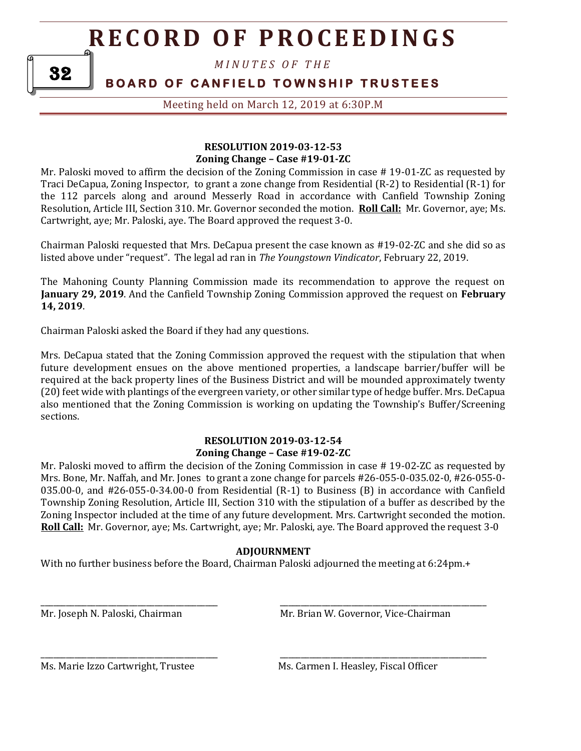**RESOLUTION 2019-03-12-53**
**Zoning Change – Case #19-01-ZC**

Mr. Paloski moved to affirm the decision of the Zoning Commission in case # 19-01-ZC as requested by Traci DeCapua, Zoning Inspector, to grant a zone change from Residential (R-2) to Residential (R-1) for the 112 parcels along and around Messerly Road in accordance with Canfield Township Zoning Resolution, Article III, Section 310. Mr. Governor seconded the motion. **Roll Call:** Mr. Governor, aye; Ms. Cartwright, aye; Mr. Paloski, aye. The Board approved the request 3-0.

Chairman Paloski requested that Mrs. DeCapua present the case known as #19-02-ZC and she did so as listed above under "request". The legal ad ran in *The Youngstown Vindicator*, February 22, 2019.

The Mahoning County Planning Commission made its recommendation to approve the request on **January 29, 2019**. And the Canfield Township Zoning Commission approved the request on **February 14, 2019**.

Chairman Paloski asked the Board if they had any questions.

Mrs. DeCapua stated that the Zoning Commission approved the request with the stipulation that when future development ensues on the above mentioned properties, a landscape barrier/buffer will be required at the back property lines of the Business District and will be mounded approximately twenty (20) feet wide with plantings of the evergreen variety, or other similar type of hedge buffer. Mrs. DeCapua also mentioned that the Zoning Commission is working on updating the Township's Buffer/Screening sections.

**RESOLUTION 2019-03-12-54**
**Zoning Change – Case #19-02-ZC**

Mr. Paloski moved to affirm the decision of the Zoning Commission in case # 19-02-ZC as requested by Mrs. Bone, Mr. Naffah, and Mr. Jones to grant a zone change for parcels #26-055-0-035.02-0, #26-055-0-035.00-0, and #26-055-0-34.00-0 from Residential (R-1) to Business (B) in accordance with Canfield Township Zoning Resolution, Article III, Section 310 with the stipulation of a buffer as described by the Zoning Inspector included at the time of any future development. Mrs. Cartwright seconded the motion. **Roll Call:** Mr. Governor, aye; Ms. Cartwright, aye; Mr. Paloski, aye. The Board approved the request 3-0

**ADJOURNMENT**

With no further business before the Board, Chairman Paloski adjourned the meeting at 6:24pm.+

\_\_\_\_\_\_\_\_\_\_\_\_\_\_\_\_\_\_\_\_\_\_\_\_\_\_\_\_\_\_\_\_\_\_\_\_\_\_\_\_
Mr. Joseph N. Paloski, Chairman

\_\_\_\_\_\_\_\_\_\_\_\_\_\_\_\_\_\_\_\_\_\_\_\_\_\_\_\_\_\_\_\_\_\_\_\_\_\_\_\_
Mr. Brian W. Governor, Vice-Chairman

\_\_\_\_\_\_\_\_\_\_\_\_\_\_\_\_\_\_\_\_\_\_\_\_\_\_\_\_\_\_\_\_\_\_\_\_\_\_\_\_
Ms. Marie Izzo Cartwright, Trustee

\_\_\_\_\_\_\_\_\_\_\_\_\_\_\_\_\_\_\_\_\_\_\_\_\_\_\_\_\_\_\_\_\_\_\_\_\_\_\_\_
Ms. Carmen I. Heasley, Fiscal Officer